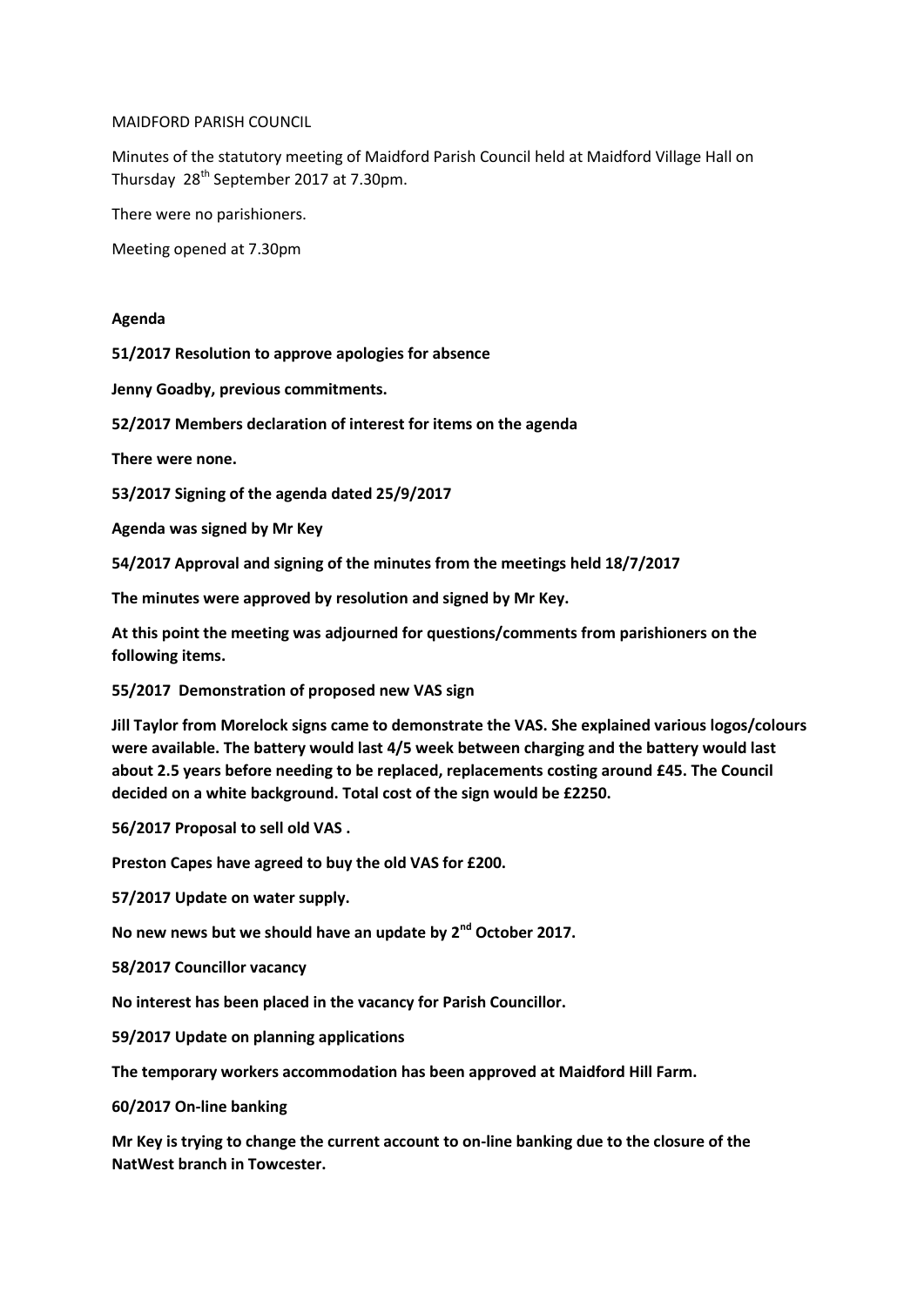MAIDFORD PARISH COUNCIL

Minutes of the statutory meeting of Maidford Parish Council held at Maidford Village Hall on Thursday 28th September 2017 at 7.30pm.

There were no parishioners.

Meeting opened at 7.30pm

**Agenda**

**51/2017 Resolution to approve apologies for absence**

**Jenny Goadby, previous commitments.**

**52/2017 Members declaration of interest for items on the agenda**

**There were none.**

**53/2017 Signing of the agenda dated 25/9/2017**

**Agenda was signed by Mr Key**

**54/2017 Approval and signing of the minutes from the meetings held 18/7/2017**

**The minutes were approved by resolution and signed by Mr Key.**

**At this point the meeting was adjourned for questions/comments from parishioners on the following items.**

**55/2017 Demonstration of proposed new VAS sign**

**Jill Taylor from Morelock signs came to demonstrate the VAS. She explained various logos/colours were available. The battery would last 4/5 week between charging and the battery would last about 2.5 years before needing to be replaced, replacements costing around £45. The Council decided on a white background. Total cost of the sign would be £2250.**

**56/2017 Proposal to sell old VAS .**

**Preston Capes have agreed to buy the old VAS for £200.**

**57/2017 Update on water supply.**

**No new news but we should have an update by 2nd October 2017.**

**58/2017 Councillor vacancy**

**No interest has been placed in the vacancy for Parish Councillor.**

**59/2017 Update on planning applications**

**The temporary workers accommodation has been approved at Maidford Hill Farm.**

**60/2017 On-line banking**

**Mr Key is trying to change the current account to on-line banking due to the closure of the NatWest branch in Towcester.**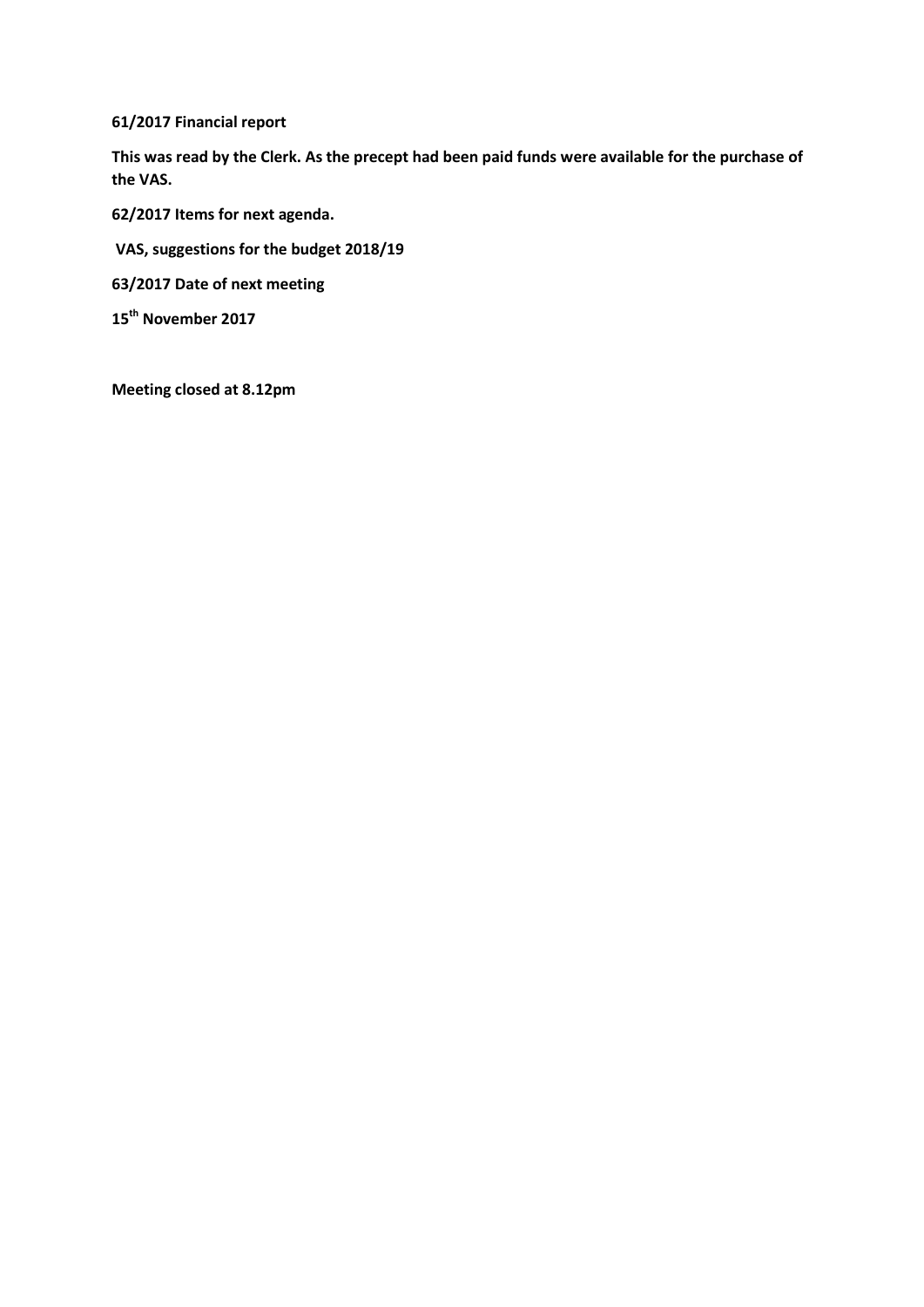**61/2017 Financial report**

**This was read by the Clerk. As the precept had been paid funds were available for the purchase of the VAS.**

**62/2017 Items for next agenda.**

**VAS, suggestions for the budget 2018/19**

**63/2017 Date of next meeting**

**15th November 2017**

**Meeting closed at 8.12pm**